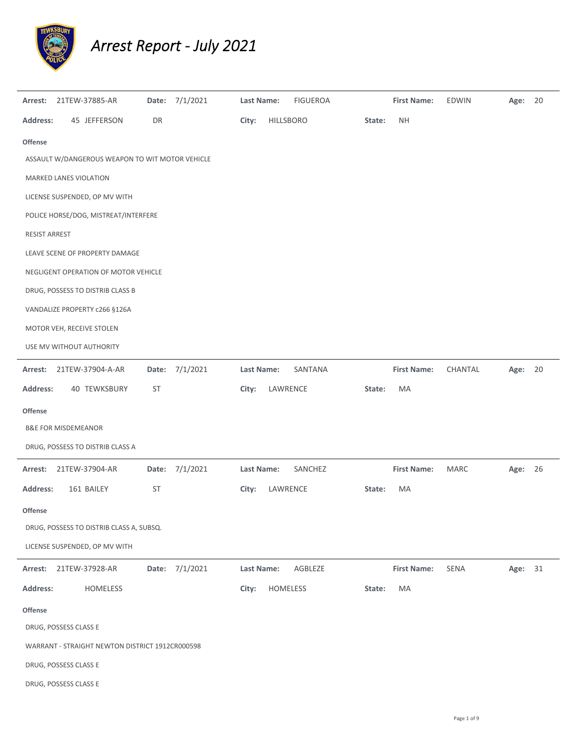# Arrest Report - July 2021

**Arrest:** 21TEW-37885-AR **Date:** 7/1/2021 **Last Name:** FIGUEROA **First Name:** EDWIN **Age:** 20

**Address:** 45 JEFFERSON DR **City:** HILLSBORO **State:** NH

**Offense**

ASSAULT W/DANGEROUS WEAPON TO WIT MOTOR VEHICLE

MARKED LANES VIOLATION

LICENSE SUSPENDED, OP MV WITH

POLICE HORSE/DOG, MISTREAT/INTERFERE

RESIST ARREST

LEAVE SCENE OF PROPERTY DAMAGE

NEGLIGENT OPERATION OF MOTOR VEHICLE

DRUG, POSSESS TO DISTRIB CLASS B

VANDALIZE PROPERTY c266 §126A

MOTOR VEH, RECEIVE STOLEN

USE MV WITHOUT AUTHORITY

---

**Arrest:** 21TEW-37904-A-AR **Date:** 7/1/2021 **Last Name:** SANTANA **First Name:** CHANTAL **Age:** 20

**Address:** 40 TEWKSBURY ST **City:** LAWRENCE **State:** MA

**Offense**

B&E FOR MISDEMEANOR

DRUG, POSSESS TO DISTRIB CLASS A

---

**Arrest:** 21TEW-37904-AR **Date:** 7/1/2021 **Last Name:** SANCHEZ **First Name:** MARC **Age:** 26

**Address:** 161 BAILEY ST **City:** LAWRENCE **State:** MA

**Offense**

DRUG, POSSESS TO DISTRIB CLASS A, SUBSQ.

LICENSE SUSPENDED, OP MV WITH

---

**Arrest:** 21TEW-37928-AR **Date:** 7/1/2021 **Last Name:** AGBLEZE **First Name:** SENA **Age:** 31

**Address:** HOMELESS **City:** HOMELESS **State:** MA

**Offense**

DRUG, POSSESS CLASS E

WARRANT - STRAIGHT NEWTON DISTRICT 1912CR000598

DRUG, POSSESS CLASS E

DRUG, POSSESS CLASS E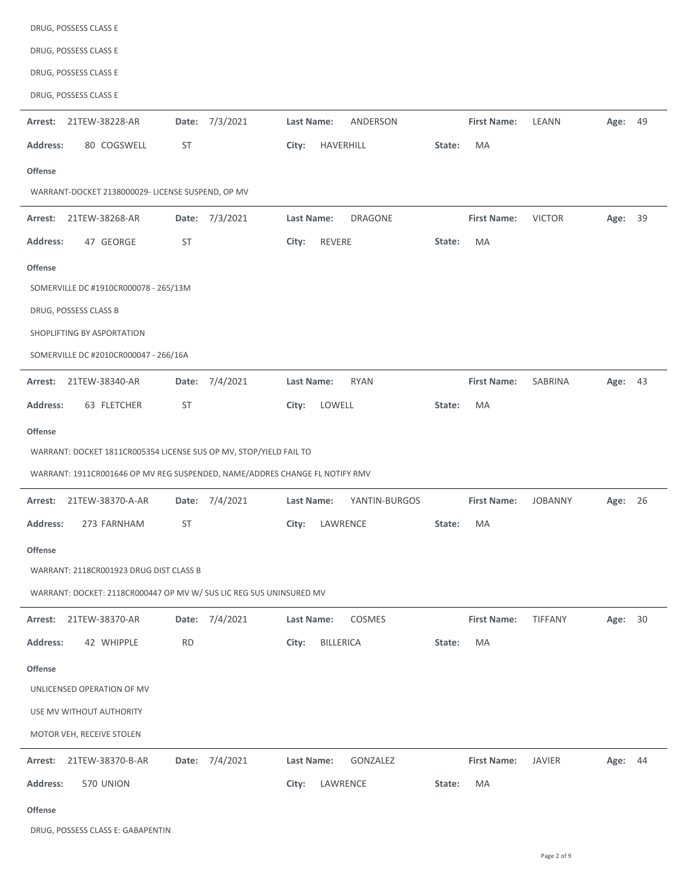DRUG, POSSESS CLASS E

DRUG, POSSESS CLASS E

DRUG, POSSESS CLASS E

DRUG, POSSESS CLASS E

---

**Arrest:** 21TEW-38228-AR **Date:** 7/3/2021 **Last Name:** ANDERSON **First Name:** LEANN **Age:** 49

**Address:** 80 COGSWELL ST **City:** HAVERHILL **State:** MA

**Offense**

WARRANT-DOCKET 2138000029- LICENSE SUSPEND, OP MV

---

**Arrest:** 21TEW-38268-AR **Date:** 7/3/2021 **Last Name:** DRAGONE **First Name:** VICTOR **Age:** 39

**Address:** 47 GEORGE ST **City:** REVERE **State:** MA

**Offense**

SOMERVILLE DC #1910CR000078 - 265/13M

DRUG, POSSESS CLASS B

SHOPLIFTING BY ASPORTATION

SOMERVILLE DC #2010CR000047 - 266/16A

---

**Arrest:** 21TEW-38340-AR **Date:** 7/4/2021 **Last Name:** RYAN **First Name:** SABRINA **Age:** 43

**Address:** 63 FLETCHER ST **City:** LOWELL **State:** MA

**Offense**

WARRANT: DOCKET 1811CR005354 LICENSE SUS OP MV, STOP/YIELD FAIL TO

WARRANT: 1911CR001646 OP MV REG SUSPENDED, NAME/ADDRES CHANGE FL NOTIFY RMV

---

**Arrest:** 21TEW-38370-A-AR **Date:** 7/4/2021 **Last Name:** YANTIN-BURGOS **First Name:** JOBANNY **Age:** 26

**Address:** 273 FARNHAM ST **City:** LAWRENCE **State:** MA

**Offense**

WARRANT: 2118CR001923 DRUG DIST CLASS B

WARRANT: DOCKET: 2118CR000447 OP MV W/ SUS LIC REG SUS UNINSURED MV

---

**Arrest:** 21TEW-38370-AR **Date:** 7/4/2021 **Last Name:** COSMES **First Name:** TIFFANY **Age:** 30

**Address:** 42 WHIPPLE RD **City:** BILLERICA **State:** MA

**Offense**

UNLICENSED OPERATION OF MV

USE MV WITHOUT AUTHORITY

MOTOR VEH, RECEIVE STOLEN

---

**Arrest:** 21TEW-38370-B-AR **Date:** 7/4/2021 **Last Name:** GONZALEZ **First Name:** JAVIER **Age:** 44

**Address:** 570 UNION **City:** LAWRENCE **State:** MA

**Offense**

DRUG, POSSESS CLASS E: GABAPENTIN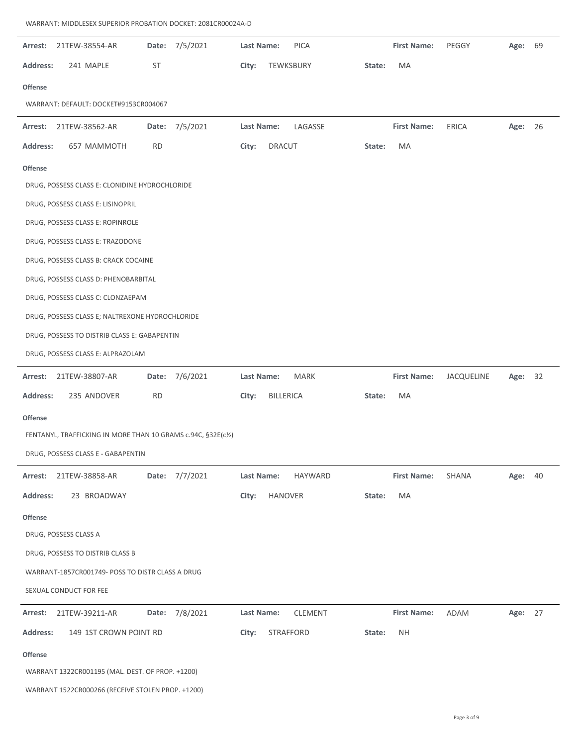WARRANT: MIDDLESEX SUPERIOR PROBATION DOCKET: 2081CR00024A-D

---

**Arrest:** 21TEW-38554-AR **Date:** 7/5/2021 **Last Name:** PICA **First Name:** PEGGY **Age:** 69

**Address:** 241 MAPLE ST **City:** TEWKSBURY **State:** MA

**Offense**

WARRANT: DEFAULT: DOCKET#9153CR004067

---

**Arrest:** 21TEW-38562-AR **Date:** 7/5/2021 **Last Name:** LAGASSE **First Name:** ERICA **Age:** 26

**Address:** 657 MAMMOTH RD **City:** DRACUT **State:** MA

**Offense**

DRUG, POSSESS CLASS E: CLONIDINE HYDROCHLORIDE

DRUG, POSSESS CLASS E: LISINOPRIL

DRUG, POSSESS CLASS E: ROPINROLE

DRUG, POSSESS CLASS E: TRAZODONE

DRUG, POSSESS CLASS B: CRACK COCAINE

DRUG, POSSESS CLASS D: PHENOBARBITAL

DRUG, POSSESS CLASS C: CLONZAEPAM

DRUG, POSSESS CLASS E; NALTREXONE HYDROCHLORIDE

DRUG, POSSESS TO DISTRIB CLASS E: GABAPENTIN

DRUG, POSSESS CLASS E: ALPRAZOLAM

---

**Arrest:** 21TEW-38807-AR **Date:** 7/6/2021 **Last Name:** MARK **First Name:** JACQUELINE **Age:** 32

**Address:** 235 ANDOVER RD **City:** BILLERICA **State:** MA

**Offense**

FENTANYL, TRAFFICKING IN MORE THAN 10 GRAMS c.94C, §32E(c½)

DRUG, POSSESS CLASS E - GABAPENTIN

---

**Arrest:** 21TEW-38858-AR **Date:** 7/7/2021 **Last Name:** HAYWARD **First Name:** SHANA **Age:** 40

**Address:** 23 BROADWAY **City:** HANOVER **State:** MA

**Offense**

DRUG, POSSESS CLASS A

DRUG, POSSESS TO DISTRIB CLASS B

WARRANT-1857CR001749- POSS TO DISTR CLASS A DRUG

SEXUAL CONDUCT FOR FEE

---

**Arrest:** 21TEW-39211-AR **Date:** 7/8/2021 **Last Name:** CLEMENT **First Name:** ADAM **Age:** 27

**Address:** 149 1ST CROWN POINT RD **City:** STRAFFORD **State:** NH

**Offense**

WARRANT 1322CR001195 (MAL. DEST. OF PROP. +1200)

WARRANT 1522CR000266 (RECEIVE STOLEN PROP. +1200)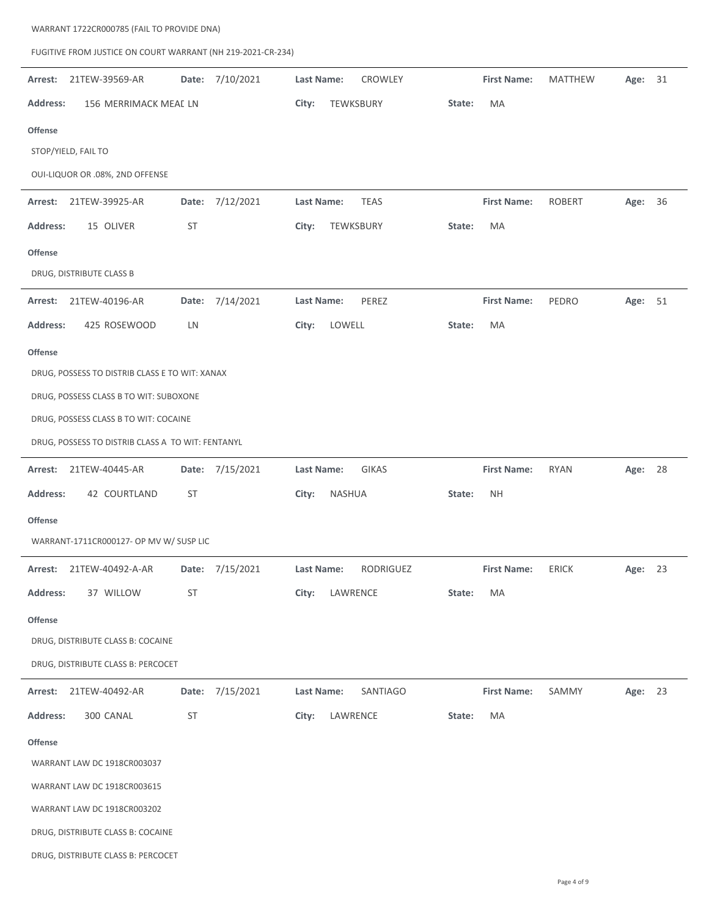WARRANT 1722CR000785 (FAIL TO PROVIDE DNA)

FUGITIVE FROM JUSTICE ON COURT WARRANT (NH 219-2021-CR-234)

---

**Arrest:** 21TEW-39569-AR **Date:** 7/10/2021 **Last Name:** CROWLEY **First Name:** MATTHEW **Age:** 31

**Address:** 156 MERRIMACK MEAD LN **City:** TEWKSBURY **State:** MA

**Offense**

STOP/YIELD, FAIL TO

OUI-LIQUOR OR .08%, 2ND OFFENSE

---

**Arrest:** 21TEW-39925-AR **Date:** 7/12/2021 **Last Name:** TEAS **First Name:** ROBERT **Age:** 36

**Address:** 15 OLIVER ST **City:** TEWKSBURY **State:** MA

**Offense**

DRUG, DISTRIBUTE CLASS B

---

**Arrest:** 21TEW-40196-AR **Date:** 7/14/2021 **Last Name:** PEREZ **First Name:** PEDRO **Age:** 51

**Address:** 425 ROSEWOOD LN **City:** LOWELL **State:** MA

**Offense**

DRUG, POSSESS TO DISTRIB CLASS E TO WIT: XANAX

DRUG, POSSESS CLASS B TO WIT: SUBOXONE

DRUG, POSSESS CLASS B TO WIT: COCAINE

DRUG, POSSESS TO DISTRIB CLASS A TO WIT: FENTANYL

---

**Arrest:** 21TEW-40445-AR **Date:** 7/15/2021 **Last Name:** GIKAS **First Name:** RYAN **Age:** 28

**Address:** 42 COURTLAND ST **City:** NASHUA **State:** NH

**Offense**

WARRANT-1711CR000127- OP MV W/ SUSP LIC

---

**Arrest:** 21TEW-40492-A-AR **Date:** 7/15/2021 **Last Name:** RODRIGUEZ **First Name:** ERICK **Age:** 23

**Address:** 37 WILLOW ST **City:** LAWRENCE **State:** MA

**Offense**

DRUG, DISTRIBUTE CLASS B: COCAINE

DRUG, DISTRIBUTE CLASS B: PERCOCET

---

**Arrest:** 21TEW-40492-AR **Date:** 7/15/2021 **Last Name:** SANTIAGO **First Name:** SAMMY **Age:** 23

**Address:** 300 CANAL ST **City:** LAWRENCE **State:** MA

**Offense**

WARRANT LAW DC 1918CR003037

WARRANT LAW DC 1918CR003615

WARRANT LAW DC 1918CR003202

DRUG, DISTRIBUTE CLASS B: COCAINE

DRUG, DISTRIBUTE CLASS B: PERCOCET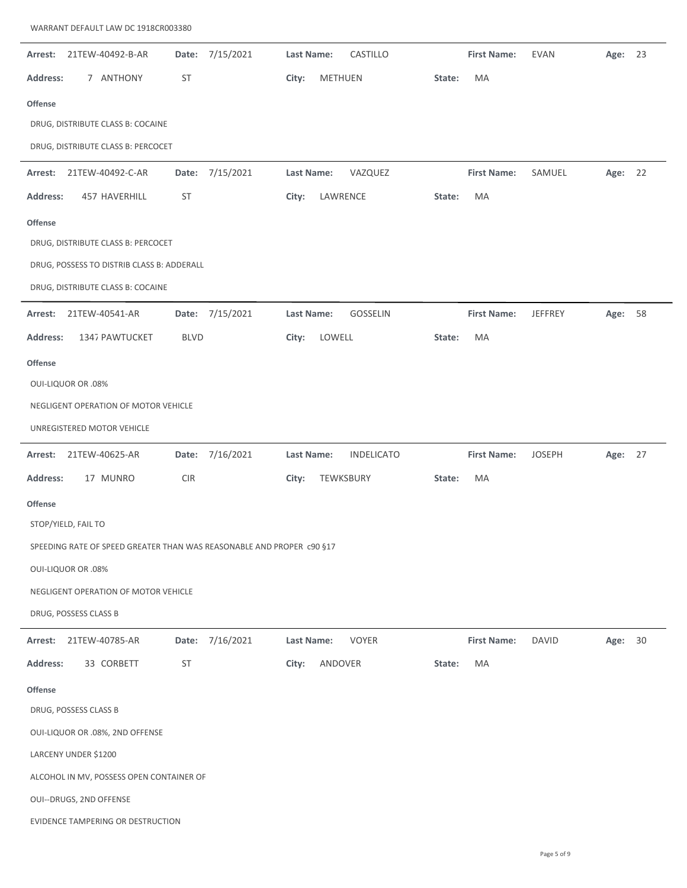WARRANT DEFAULT LAW DC 1918CR003380

---

**Arrest:** 21TEW-40492-B-AR **Date:** 7/15/2021 **Last Name:** CASTILLO **First Name:** EVAN **Age:** 23

**Address:** 7 ANTHONY ST **City:** METHUEN **State:** MA

**Offense**

DRUG, DISTRIBUTE CLASS B: COCAINE

DRUG, DISTRIBUTE CLASS B: PERCOCET

---

**Arrest:** 21TEW-40492-C-AR **Date:** 7/15/2021 **Last Name:** VAZQUEZ **First Name:** SAMUEL **Age:** 22

**Address:** 457 HAVERHILL ST **City:** LAWRENCE **State:** MA

**Offense**

DRUG, DISTRIBUTE CLASS B: PERCOCET

DRUG, POSSESS TO DISTRIB CLASS B: ADDERALL

DRUG, DISTRIBUTE CLASS B: COCAINE

---

**Arrest:** 21TEW-40541-AR **Date:** 7/15/2021 **Last Name:** GOSSELIN **First Name:** JEFFREY **Age:** 58

**Address:** 1347 PAWTUCKET BLVD **City:** LOWELL **State:** MA

**Offense**

OUI-LIQUOR OR .08%

NEGLIGENT OPERATION OF MOTOR VEHICLE

UNREGISTERED MOTOR VEHICLE

---

**Arrest:** 21TEW-40625-AR **Date:** 7/16/2021 **Last Name:** INDELICATO **First Name:** JOSEPH **Age:** 27

**Address:** 17 MUNRO CIR **City:** TEWKSBURY **State:** MA

**Offense**

STOP/YIELD, FAIL TO

SPEEDING RATE OF SPEED GREATER THAN WAS REASONABLE AND PROPER c90 §17

OUI-LIQUOR OR .08%

NEGLIGENT OPERATION OF MOTOR VEHICLE

DRUG, POSSESS CLASS B

---

**Arrest:** 21TEW-40785-AR **Date:** 7/16/2021 **Last Name:** VOYER **First Name:** DAVID **Age:** 30

**Address:** 33 CORBETT ST **City:** ANDOVER **State:** MA

**Offense**

DRUG, POSSESS CLASS B

OUI-LIQUOR OR .08%, 2ND OFFENSE

LARCENY UNDER $1200

ALCOHOL IN MV, POSSESS OPEN CONTAINER OF

OUI--DRUGS, 2ND OFFENSE

EVIDENCE TAMPERING OR DESTRUCTION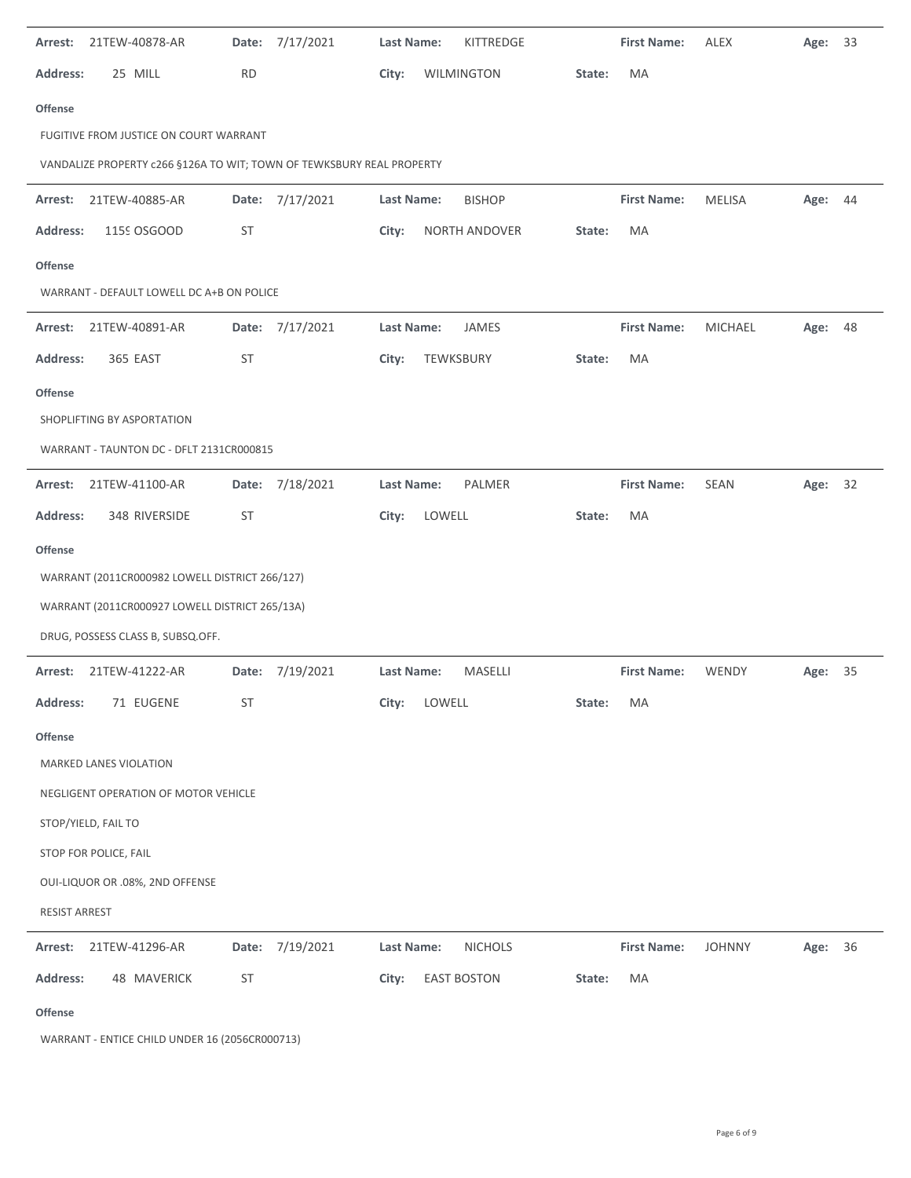| Arrest: | 21TEW-40878-AR | Date: | 7/17/2021 | Last Name: | KITTREDGE | First Name: | ALEX | Age: | 33 |
|---|---|---|---|---|---|---|---|---|---|
| Address: | 25 MILL | RD | | City: | WILMINGTON | State: | MA | | |

**Offense**

FUGITIVE FROM JUSTICE ON COURT WARRANT

VANDALIZE PROPERTY c266 §126A TO WIT; TOWN OF TEWKSBURY REAL PROPERTY

| Arrest: | 21TEW-40885-AR | Date: | 7/17/2021 | Last Name: | BISHOP | First Name: | MELISA | Age: | 44 |
|---|---|---|---|---|---|---|---|---|---|
| Address: | 115‹ OSGOOD | ST | | City: | NORTH ANDOVER | State: | MA | | |

**Offense**

WARRANT - DEFAULT LOWELL DC A+B ON POLICE

| Arrest: | 21TEW-40891-AR | Date: | 7/17/2021 | Last Name: | JAMES | First Name: | MICHAEL | Age: | 48 |
|---|---|---|---|---|---|---|---|---|---|
| Address: | 365 EAST | ST | | City: | TEWKSBURY | State: | MA | | |

**Offense**

SHOPLIFTING BY ASPORTATION

WARRANT - TAUNTON DC - DFLT 2131CR000815

| Arrest: | 21TEW-41100-AR | Date: | 7/18/2021 | Last Name: | PALMER | First Name: | SEAN | Age: | 32 |
|---|---|---|---|---|---|---|---|---|---|
| Address: | 348 RIVERSIDE | ST | | City: | LOWELL | State: | MA | | |

**Offense**

WARRANT (2011CR000982 LOWELL DISTRICT 266/127)

WARRANT (2011CR000927 LOWELL DISTRICT 265/13A)

DRUG, POSSESS CLASS B, SUBSQ.OFF.

| Arrest: | 21TEW-41222-AR | Date: | 7/19/2021 | Last Name: | MASELLI | First Name: | WENDY | Age: | 35 |
|---|---|---|---|---|---|---|---|---|---|
| Address: | 71 EUGENE | ST | | City: | LOWELL | State: | MA | | |

**Offense**

MARKED LANES VIOLATION

NEGLIGENT OPERATION OF MOTOR VEHICLE

STOP/YIELD, FAIL TO

STOP FOR POLICE, FAIL

OUI-LIQUOR OR .08%, 2ND OFFENSE

RESIST ARREST

| Arrest: | 21TEW-41296-AR | Date: | 7/19/2021 | Last Name: | NICHOLS | First Name: | JOHNNY | Age: | 36 |
|---|---|---|---|---|---|---|---|---|---|
| Address: | 48 MAVERICK | ST | | City: | EAST BOSTON | State: | MA | | |

**Offense**

WARRANT - ENTICE CHILD UNDER 16 (2056CR000713)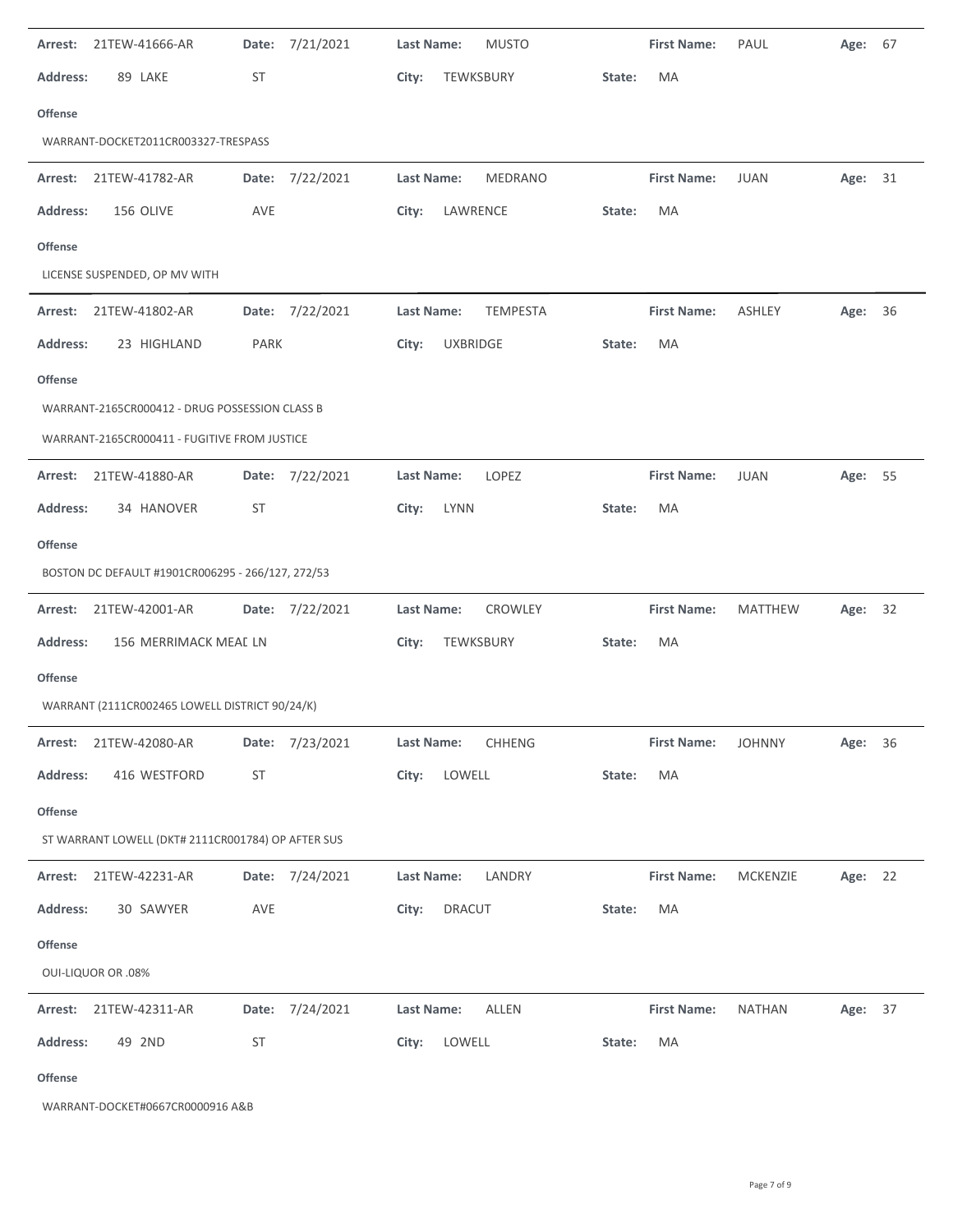**Arrest:** 21TEW-41666-AR **Date:** 7/21/2021 **Last Name:** MUSTO **First Name:** PAUL **Age:** 67

**Address:** 89 LAKE ST **City:** TEWKSBURY **State:** MA

**Offense**

WARRANT-DOCKET2011CR003327-TRESPASS

---

**Arrest:** 21TEW-41782-AR **Date:** 7/22/2021 **Last Name:** MEDRANO **First Name:** JUAN **Age:** 31

**Address:** 156 OLIVE AVE **City:** LAWRENCE **State:** MA

**Offense**

LICENSE SUSPENDED, OP MV WITH

---

**Arrest:** 21TEW-41802-AR **Date:** 7/22/2021 **Last Name:** TEMPESTA **First Name:** ASHLEY **Age:** 36

**Address:** 23 HIGHLAND PARK **City:** UXBRIDGE **State:** MA

**Offense**

WARRANT-2165CR000412 - DRUG POSSESSION CLASS B

WARRANT-2165CR000411 - FUGITIVE FROM JUSTICE

---

**Arrest:** 21TEW-41880-AR **Date:** 7/22/2021 **Last Name:** LOPEZ **First Name:** JUAN **Age:** 55

**Address:** 34 HANOVER ST **City:** LYNN **State:** MA

**Offense**

BOSTON DC DEFAULT #1901CR006295 - 266/127, 272/53

---

**Arrest:** 21TEW-42001-AR **Date:** 7/22/2021 **Last Name:** CROWLEY **First Name:** MATTHEW **Age:** 32

**Address:** 156 MERRIMACK MEAD LN **City:** TEWKSBURY **State:** MA

**Offense**

WARRANT (2111CR002465 LOWELL DISTRICT 90/24/K)

---

**Arrest:** 21TEW-42080-AR **Date:** 7/23/2021 **Last Name:** CHHENG **First Name:** JOHNNY **Age:** 36

**Address:** 416 WESTFORD ST **City:** LOWELL **State:** MA

**Offense**

ST WARRANT LOWELL (DKT# 2111CR001784) OP AFTER SUS

---

**Arrest:** 21TEW-42231-AR **Date:** 7/24/2021 **Last Name:** LANDRY **First Name:** MCKENZIE **Age:** 22

**Address:** 30 SAWYER AVE **City:** DRACUT **State:** MA

**Offense**

OUI-LIQUOR OR .08%

---

**Arrest:** 21TEW-42311-AR **Date:** 7/24/2021 **Last Name:** ALLEN **First Name:** NATHAN **Age:** 37

**Address:** 49 2ND ST **City:** LOWELL **State:** MA

**Offense**

WARRANT-DOCKET#0667CR0000916 A&B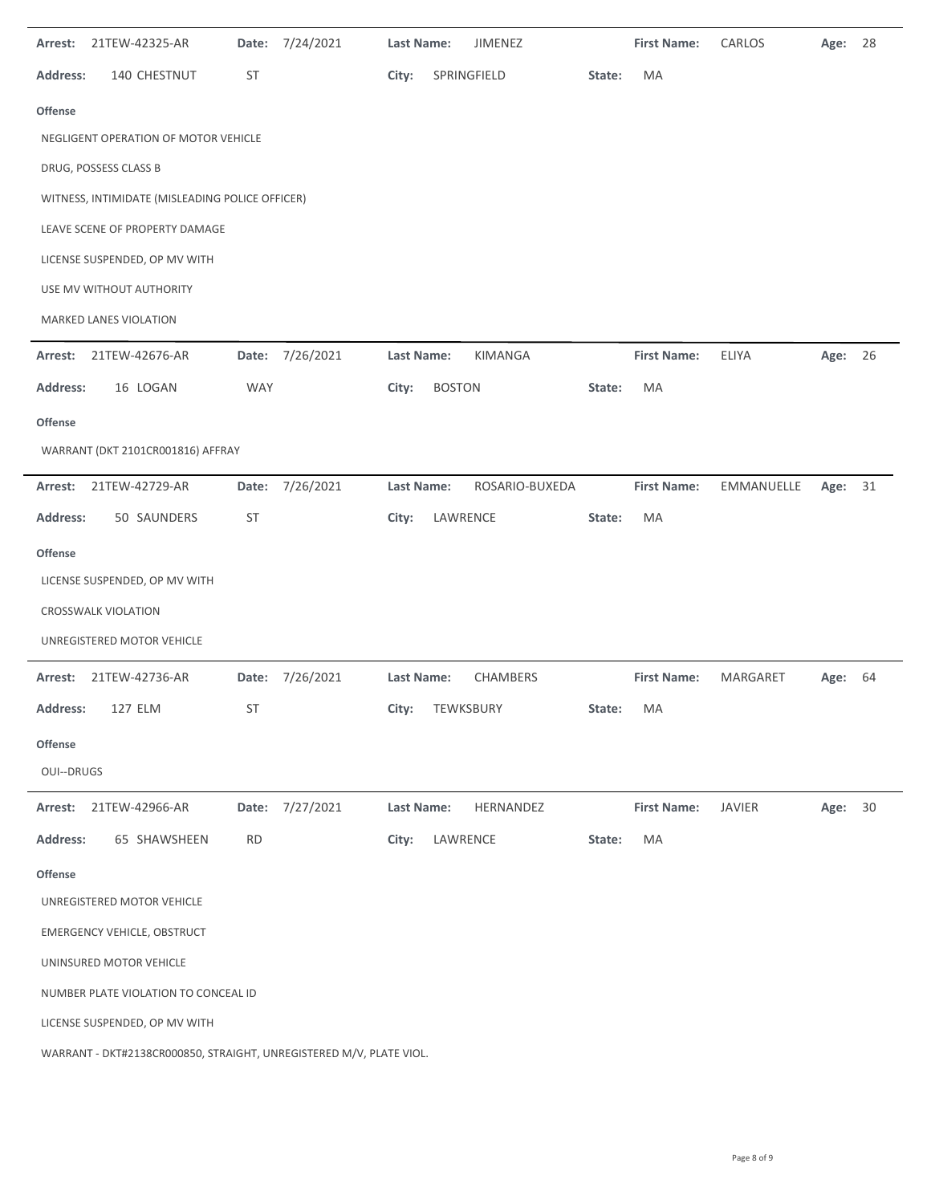**Arrest:** 21TEW-42325-AR **Date:** 7/24/2021 **Last Name:** JIMENEZ **First Name:** CARLOS **Age:** 28

**Address:** 140 CHESTNUT ST **City:** SPRINGFIELD **State:** MA

**Offense**

NEGLIGENT OPERATION OF MOTOR VEHICLE

DRUG, POSSESS CLASS B

WITNESS, INTIMIDATE (MISLEADING POLICE OFFICER)

LEAVE SCENE OF PROPERTY DAMAGE

LICENSE SUSPENDED, OP MV WITH

USE MV WITHOUT AUTHORITY

MARKED LANES VIOLATION

---

**Arrest:** 21TEW-42676-AR **Date:** 7/26/2021 **Last Name:** KIMANGA **First Name:** ELIYA **Age:** 26

**Address:** 16 LOGAN WAY **City:** BOSTON **State:** MA

**Offense**

WARRANT (DKT 2101CR001816) AFFRAY

---

**Arrest:** 21TEW-42729-AR **Date:** 7/26/2021 **Last Name:** ROSARIO-BUXEDA **First Name:** EMMANUELLE **Age:** 31

**Address:** 50 SAUNDERS ST **City:** LAWRENCE **State:** MA

**Offense**

LICENSE SUSPENDED, OP MV WITH

CROSSWALK VIOLATION

UNREGISTERED MOTOR VEHICLE

---

**Arrest:** 21TEW-42736-AR **Date:** 7/26/2021 **Last Name:** CHAMBERS **First Name:** MARGARET **Age:** 64

**Address:** 127 ELM ST **City:** TEWKSBURY **State:** MA

**Offense**

OUI--DRUGS

---

**Arrest:** 21TEW-42966-AR **Date:** 7/27/2021 **Last Name:** HERNANDEZ **First Name:** JAVIER **Age:** 30

**Address:** 65 SHAWSHEEN RD **City:** LAWRENCE **State:** MA

**Offense**

UNREGISTERED MOTOR VEHICLE

EMERGENCY VEHICLE, OBSTRUCT

UNINSURED MOTOR VEHICLE

NUMBER PLATE VIOLATION TO CONCEAL ID

LICENSE SUSPENDED, OP MV WITH

WARRANT - DKT#2138CR000850, STRAIGHT, UNREGISTERED M/V, PLATE VIOL.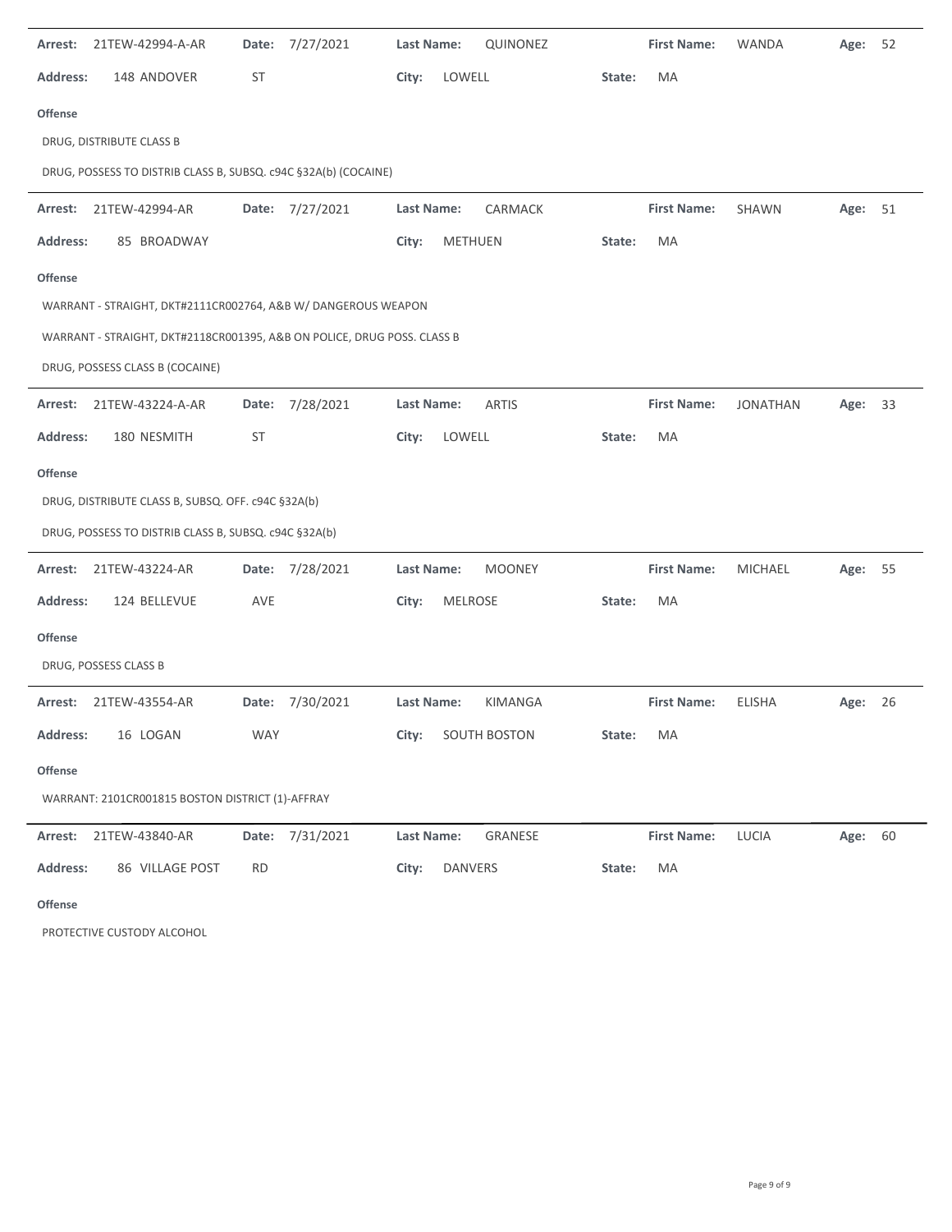**Arrest:** 21TEW-42994-A-AR **Date:** 7/27/2021 **Last Name:** QUINONEZ **First Name:** WANDA **Age:** 52

**Address:** 148 ANDOVER ST **City:** LOWELL **State:** MA

**Offense**

DRUG, DISTRIBUTE CLASS B

DRUG, POSSESS TO DISTRIB CLASS B, SUBSQ. c94C §32A(b) (COCAINE)

---

**Arrest:** 21TEW-42994-AR **Date:** 7/27/2021 **Last Name:** CARMACK **First Name:** SHAWN **Age:** 51

**Address:** 85 BROADWAY **City:** METHUEN **State:** MA

**Offense**

WARRANT - STRAIGHT, DKT#2111CR002764, A&B W/ DANGEROUS WEAPON

WARRANT - STRAIGHT, DKT#2118CR001395, A&B ON POLICE, DRUG POSS. CLASS B

DRUG, POSSESS CLASS B (COCAINE)

---

**Arrest:** 21TEW-43224-A-AR **Date:** 7/28/2021 **Last Name:** ARTIS **First Name:** JONATHAN **Age:** 33

**Address:** 180 NESMITH ST **City:** LOWELL **State:** MA

**Offense**

DRUG, DISTRIBUTE CLASS B, SUBSQ. OFF. c94C §32A(b)

DRUG, POSSESS TO DISTRIB CLASS B, SUBSQ. c94C §32A(b)

---

**Arrest:** 21TEW-43224-AR **Date:** 7/28/2021 **Last Name:** MOONEY **First Name:** MICHAEL **Age:** 55

**Address:** 124 BELLEVUE AVE **City:** MELROSE **State:** MA

**Offense**

DRUG, POSSESS CLASS B

---

**Arrest:** 21TEW-43554-AR **Date:** 7/30/2021 **Last Name:** KIMANGA **First Name:** ELISHA **Age:** 26

**Address:** 16 LOGAN WAY **City:** SOUTH BOSTON **State:** MA

**Offense**

WARRANT: 2101CR001815 BOSTON DISTRICT (1)-AFFRAY

---

**Arrest:** 21TEW-43840-AR **Date:** 7/31/2021 **Last Name:** GRANESE **First Name:** LUCIA **Age:** 60

**Address:** 86 VILLAGE POST RD **City:** DANVERS **State:** MA

**Offense**

PROTECTIVE CUSTODY ALCOHOL